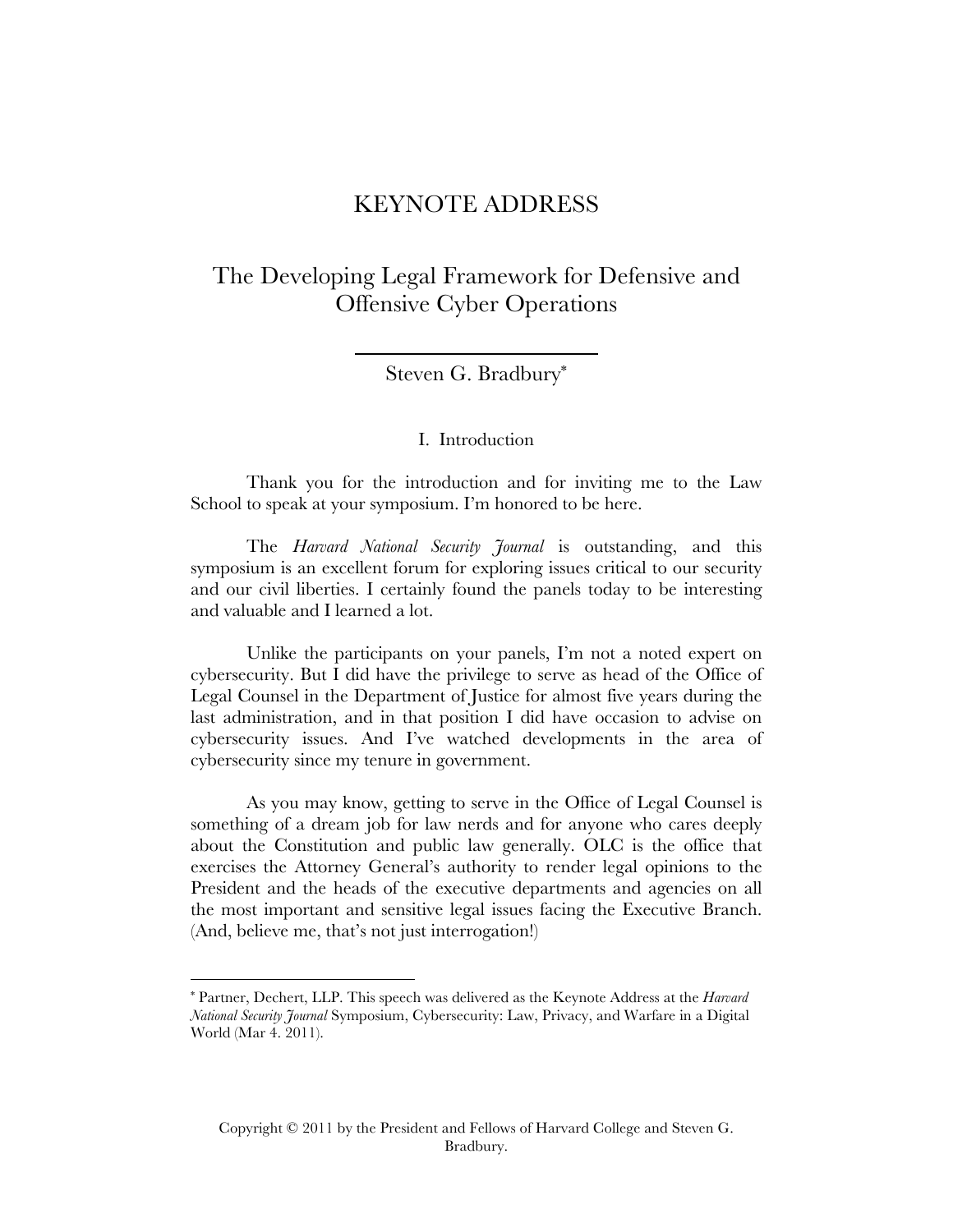# KEYNOTE ADDRESS

## The Developing Legal Framework for Defensive and Offensive Cyber Operations

Steven G. Bradbury*

### I. Introduction

Thank you for the introduction and for inviting me to the Law School to speak at your symposium. I'm honored to be here.

The *Harvard National Security Journal* is outstanding, and this symposium is an excellent forum for exploring issues critical to our security and our civil liberties. I certainly found the panels today to be interesting and valuable and I learned a lot.

Unlike the participants on your panels, I'm not a noted expert on cybersecurity. But I did have the privilege to serve as head of the Office of Legal Counsel in the Department of Justice for almost five years during the last administration, and in that position I did have occasion to advise on cybersecurity issues. And I've watched developments in the area of cybersecurity since my tenure in government.

As you may know, getting to serve in the Office of Legal Counsel is something of a dream job for law nerds and for anyone who cares deeply about the Constitution and public law generally. OLC is the office that exercises the Attorney General's authority to render legal opinions to the President and the heads of the executive departments and agencies on all the most important and sensitive legal issues facing the Executive Branch. (And, believe me, that's not just interrogation!)

---

* Partner, Dechert, LLP. This speech was delivered as the Keynote Address at the *Harvard National Security Journal* Symposium, Cybersecurity: Law, Privacy, and Warfare in a Digital World (Mar 4. 2011).

Copyright © 2011 by the President and Fellows of Harvard College and Steven G. Bradbury.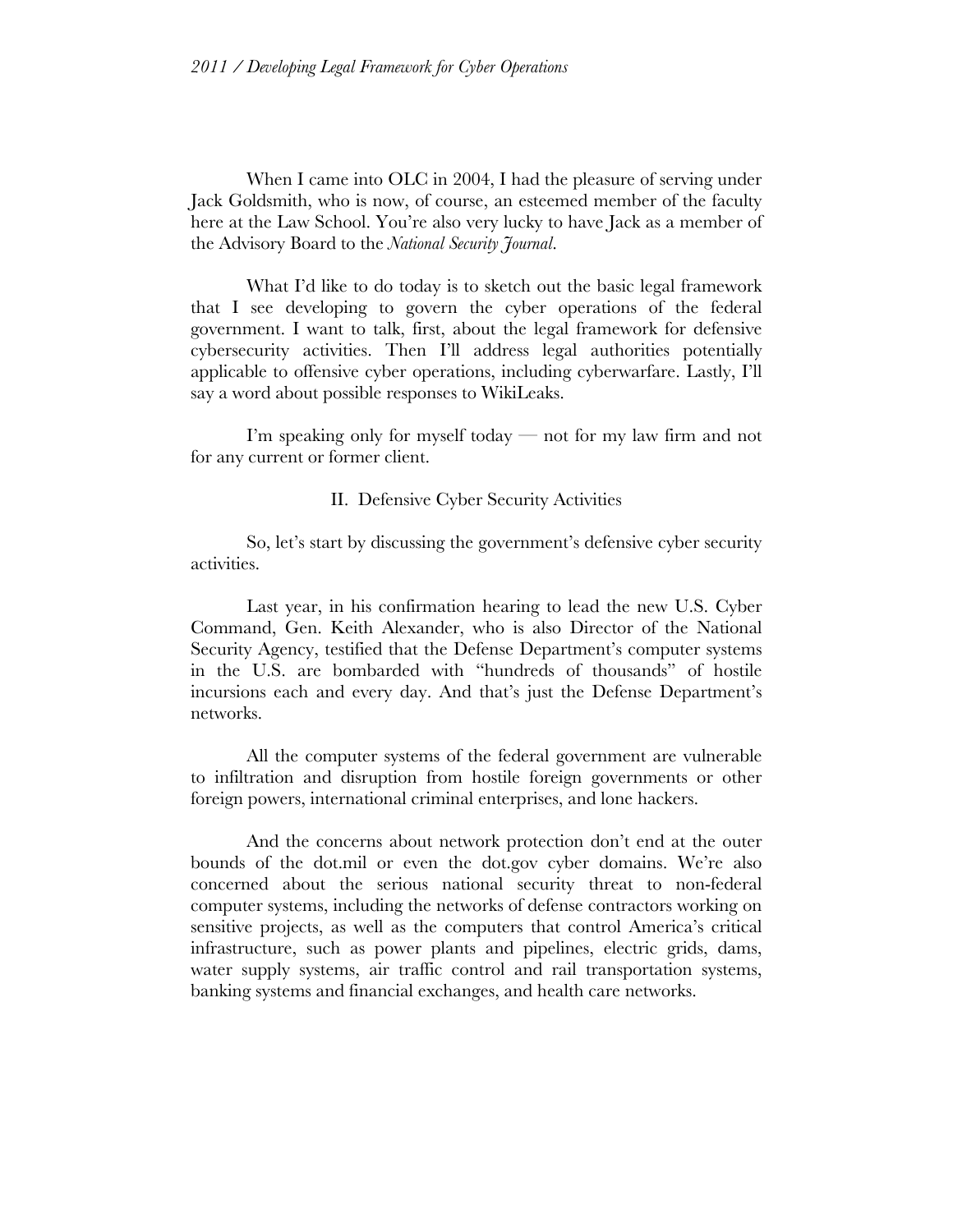When I came into OLC in 2004, I had the pleasure of serving under Jack Goldsmith, who is now, of course, an esteemed member of the faculty here at the Law School. You're also very lucky to have Jack as a member of the Advisory Board to the *National Security Journal*.

What I'd like to do today is to sketch out the basic legal framework that I see developing to govern the cyber operations of the federal government. I want to talk, first, about the legal framework for defensive cybersecurity activities. Then I'll address legal authorities potentially applicable to offensive cyber operations, including cyberwarfare. Lastly, I'll say a word about possible responses to WikiLeaks.

I'm speaking only for myself today — not for my law firm and not for any current or former client.

## II. Defensive Cyber Security Activities

So, let's start by discussing the government's defensive cyber security activities.

Last year, in his confirmation hearing to lead the new U.S. Cyber Command, Gen. Keith Alexander, who is also Director of the National Security Agency, testified that the Defense Department's computer systems in the U.S. are bombarded with "hundreds of thousands" of hostile incursions each and every day. And that's just the Defense Department's networks.

All the computer systems of the federal government are vulnerable to infiltration and disruption from hostile foreign governments or other foreign powers, international criminal enterprises, and lone hackers.

And the concerns about network protection don't end at the outer bounds of the dot.mil or even the dot.gov cyber domains. We're also concerned about the serious national security threat to non-federal computer systems, including the networks of defense contractors working on sensitive projects, as well as the computers that control America's critical infrastructure, such as power plants and pipelines, electric grids, dams, water supply systems, air traffic control and rail transportation systems, banking systems and financial exchanges, and health care networks.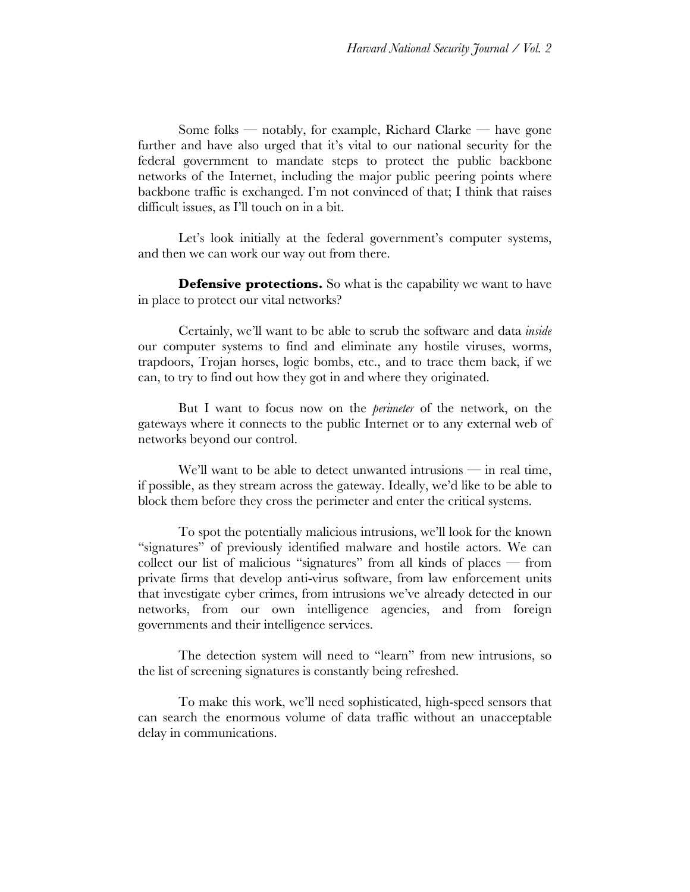Some folks — notably, for example, Richard Clarke — have gone further and have also urged that it's vital to our national security for the federal government to mandate steps to protect the public backbone networks of the Internet, including the major public peering points where backbone traffic is exchanged. I'm not convinced of that; I think that raises difficult issues, as I'll touch on in a bit.

Let's look initially at the federal government's computer systems, and then we can work our way out from there.

**Defensive protections.** So what is the capability we want to have in place to protect our vital networks?

Certainly, we'll want to be able to scrub the software and data *inside* our computer systems to find and eliminate any hostile viruses, worms, trapdoors, Trojan horses, logic bombs, etc., and to trace them back, if we can, to try to find out how they got in and where they originated.

But I want to focus now on the *perimeter* of the network, on the gateways where it connects to the public Internet or to any external web of networks beyond our control.

We'll want to be able to detect unwanted intrusions — in real time, if possible, as they stream across the gateway. Ideally, we'd like to be able to block them before they cross the perimeter and enter the critical systems.

To spot the potentially malicious intrusions, we'll look for the known "signatures" of previously identified malware and hostile actors. We can collect our list of malicious "signatures" from all kinds of places — from private firms that develop anti-virus software, from law enforcement units that investigate cyber crimes, from intrusions we've already detected in our networks, from our own intelligence agencies, and from foreign governments and their intelligence services.

The detection system will need to "learn" from new intrusions, so the list of screening signatures is constantly being refreshed.

To make this work, we'll need sophisticated, high-speed sensors that can search the enormous volume of data traffic without an unacceptable delay in communications.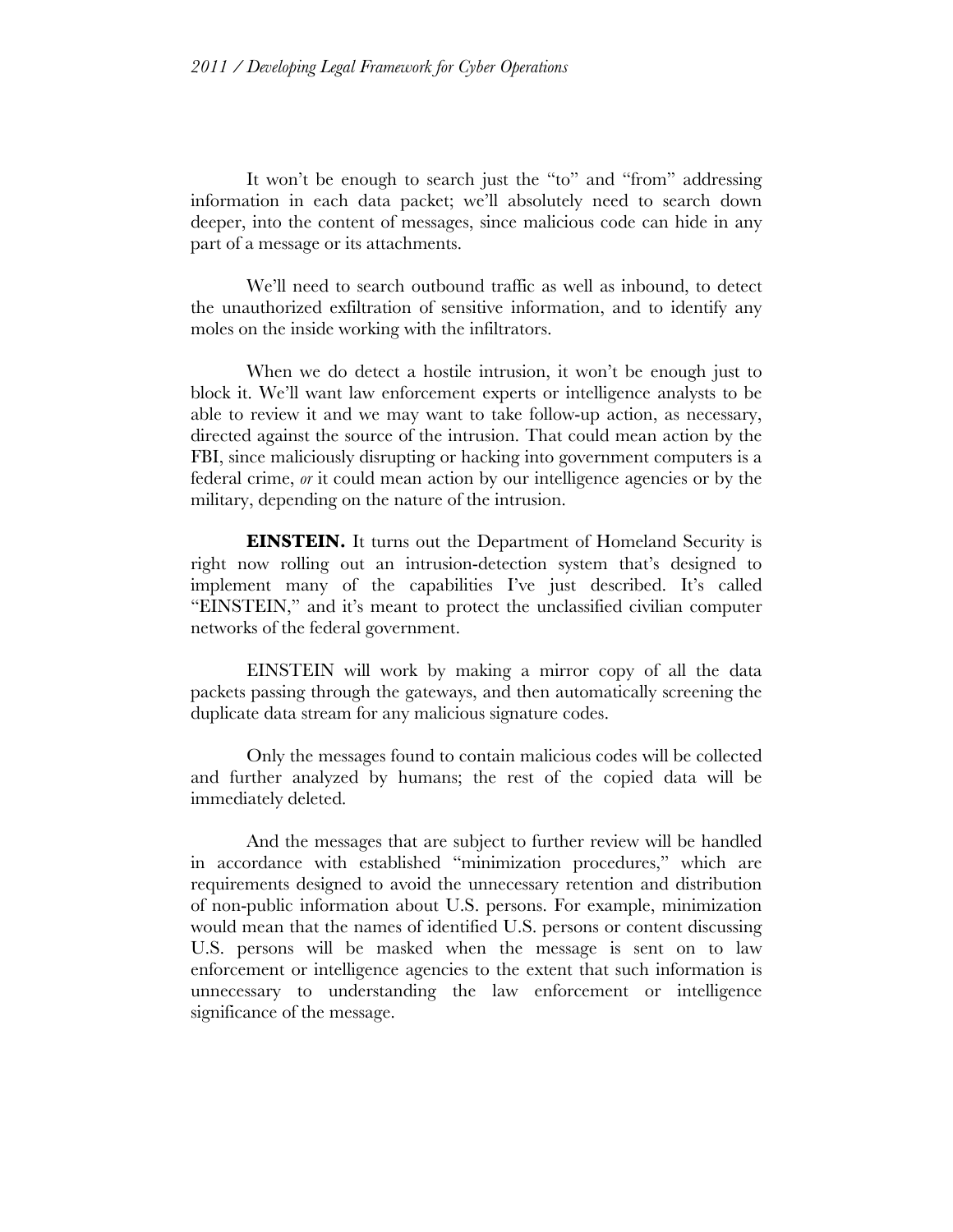It won't be enough to search just the "to" and "from" addressing information in each data packet; we'll absolutely need to search down deeper, into the content of messages, since malicious code can hide in any part of a message or its attachments.

We'll need to search outbound traffic as well as inbound, to detect the unauthorized exfiltration of sensitive information, and to identify any moles on the inside working with the infiltrators.

When we do detect a hostile intrusion, it won't be enough just to block it. We'll want law enforcement experts or intelligence analysts to be able to review it and we may want to take follow-up action, as necessary, directed against the source of the intrusion. That could mean action by the FBI, since maliciously disrupting or hacking into government computers is a federal crime, *or* it could mean action by our intelligence agencies or by the military, depending on the nature of the intrusion.

**EINSTEIN.** It turns out the Department of Homeland Security is right now rolling out an intrusion-detection system that's designed to implement many of the capabilities I've just described. It's called "EINSTEIN," and it's meant to protect the unclassified civilian computer networks of the federal government.

EINSTEIN will work by making a mirror copy of all the data packets passing through the gateways, and then automatically screening the duplicate data stream for any malicious signature codes.

Only the messages found to contain malicious codes will be collected and further analyzed by humans; the rest of the copied data will be immediately deleted.

And the messages that are subject to further review will be handled in accordance with established "minimization procedures," which are requirements designed to avoid the unnecessary retention and distribution of non-public information about U.S. persons. For example, minimization would mean that the names of identified U.S. persons or content discussing U.S. persons will be masked when the message is sent on to law enforcement or intelligence agencies to the extent that such information is unnecessary to understanding the law enforcement or intelligence significance of the message.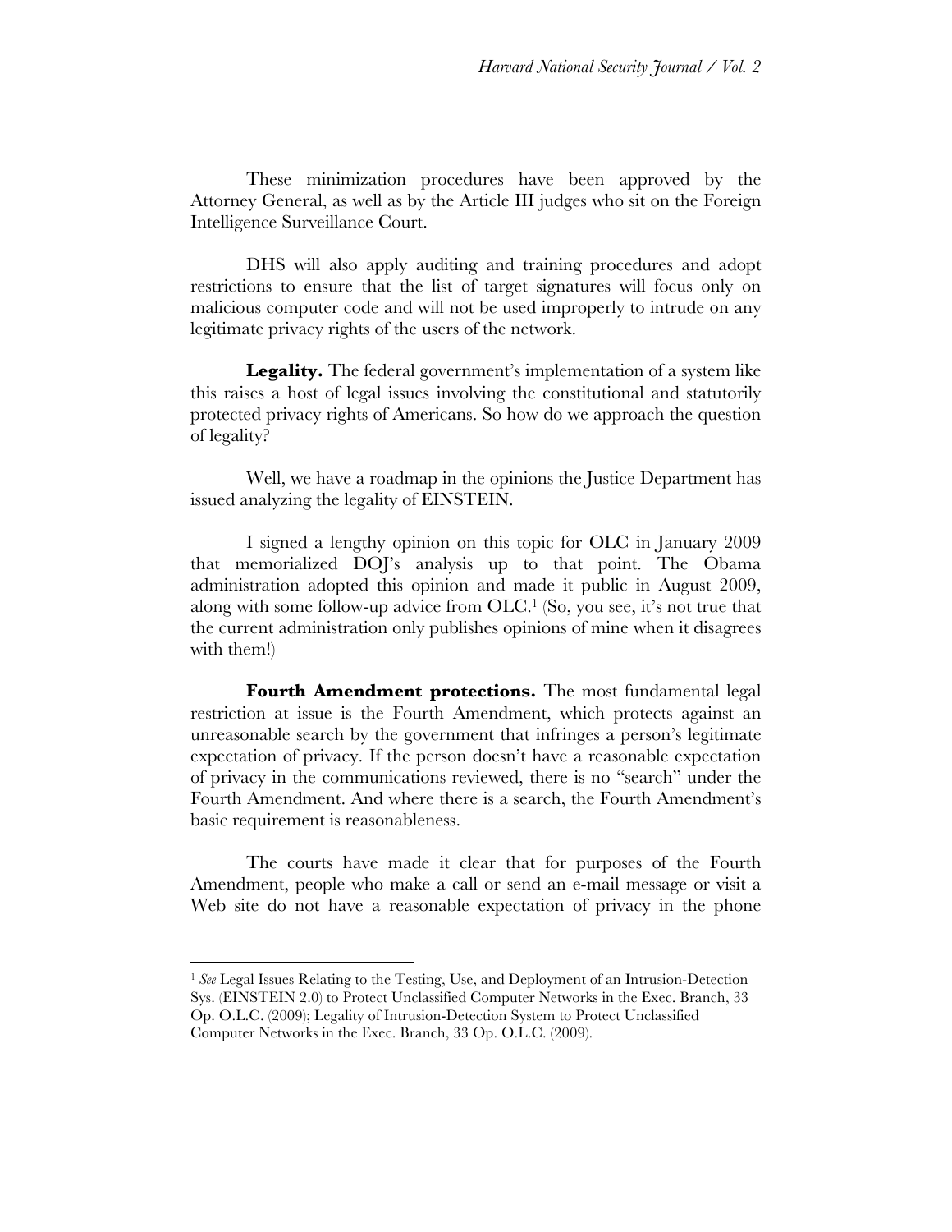These minimization procedures have been approved by the Attorney General, as well as by the Article III judges who sit on the Foreign Intelligence Surveillance Court.

DHS will also apply auditing and training procedures and adopt restrictions to ensure that the list of target signatures will focus only on malicious computer code and will not be used improperly to intrude on any legitimate privacy rights of the users of the network.

**Legality.** The federal government's implementation of a system like this raises a host of legal issues involving the constitutional and statutorily protected privacy rights of Americans. So how do we approach the question of legality?

Well, we have a roadmap in the opinions the Justice Department has issued analyzing the legality of EINSTEIN.

I signed a lengthy opinion on this topic for OLC in January 2009 that memorialized DOJ's analysis up to that point. The Obama administration adopted this opinion and made it public in August 2009, along with some follow-up advice from OLC.[1] (So, you see, it's not true that the current administration only publishes opinions of mine when it disagrees with them!)

**Fourth Amendment protections.** The most fundamental legal restriction at issue is the Fourth Amendment, which protects against an unreasonable search by the government that infringes a person's legitimate expectation of privacy. If the person doesn't have a reasonable expectation of privacy in the communications reviewed, there is no "search" under the Fourth Amendment. And where there is a search, the Fourth Amendment's basic requirement is reasonableness.

The courts have made it clear that for purposes of the Fourth Amendment, people who make a call or send an e-mail message or visit a Web site do not have a reasonable expectation of privacy in the phone

---

[1] *See* Legal Issues Relating to the Testing, Use, and Deployment of an Intrusion-Detection Sys. (EINSTEIN 2.0) to Protect Unclassified Computer Networks in the Exec. Branch, 33 Op. O.L.C. (2009); Legality of Intrusion-Detection System to Protect Unclassified Computer Networks in the Exec. Branch, 33 Op. O.L.C. (2009).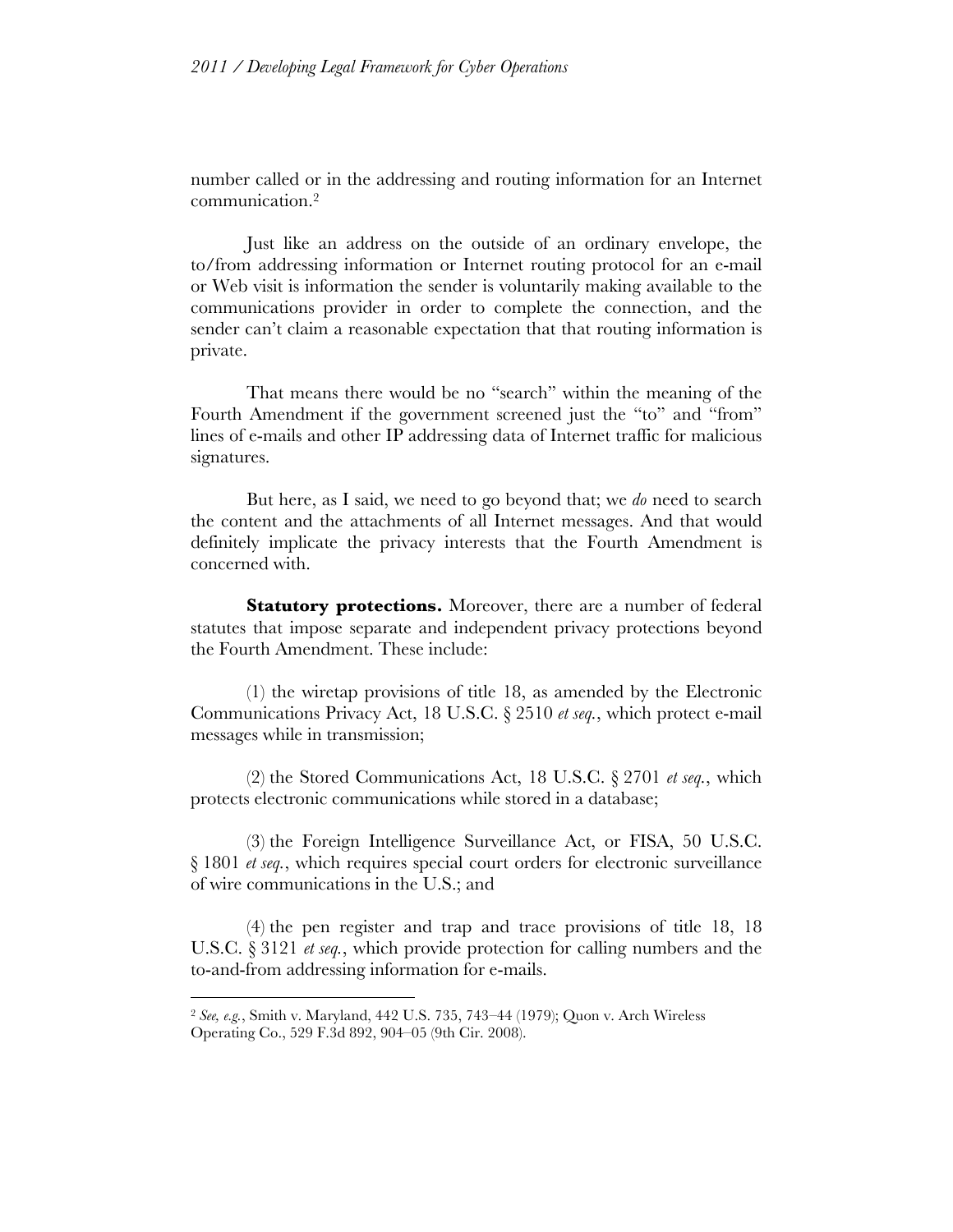number called or in the addressing and routing information for an Internet communication.[2]

Just like an address on the outside of an ordinary envelope, the to/from addressing information or Internet routing protocol for an e-mail or Web visit is information the sender is voluntarily making available to the communications provider in order to complete the connection, and the sender can't claim a reasonable expectation that that routing information is private.

That means there would be no "search" within the meaning of the Fourth Amendment if the government screened just the "to" and "from" lines of e-mails and other IP addressing data of Internet traffic for malicious signatures.

But here, as I said, we need to go beyond that; we *do* need to search the content and the attachments of all Internet messages. And that would definitely implicate the privacy interests that the Fourth Amendment is concerned with.

**Statutory protections.** Moreover, there are a number of federal statutes that impose separate and independent privacy protections beyond the Fourth Amendment. These include:

(1) the wiretap provisions of title 18, as amended by the Electronic Communications Privacy Act, 18 U.S.C. § 2510 *et seq.*, which protect e-mail messages while in transmission;

(2) the Stored Communications Act, 18 U.S.C. § 2701 *et seq.*, which protects electronic communications while stored in a database;

(3) the Foreign Intelligence Surveillance Act, or FISA, 50 U.S.C. § 1801 *et seq.*, which requires special court orders for electronic surveillance of wire communications in the U.S.; and

(4) the pen register and trap and trace provisions of title 18, 18 U.S.C. § 3121 *et seq.*, which provide protection for calling numbers and the to-and-from addressing information for e-mails.

---

[2] *See, e.g.*, Smith v. Maryland, 442 U.S. 735, 743–44 (1979); Quon v. Arch Wireless Operating Co., 529 F.3d 892, 904–05 (9th Cir. 2008).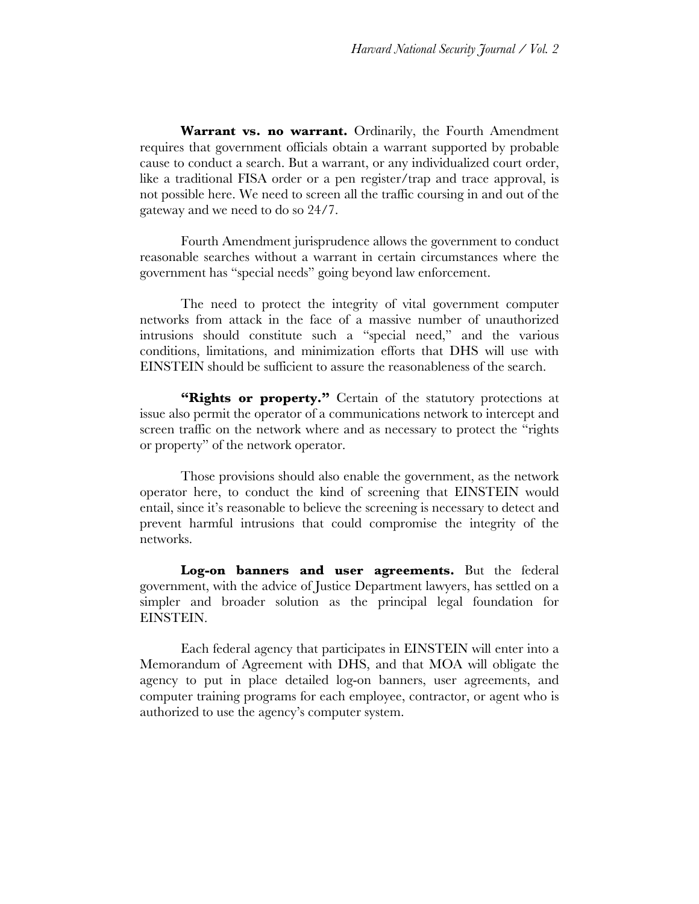**Warrant vs. no warrant.** Ordinarily, the Fourth Amendment requires that government officials obtain a warrant supported by probable cause to conduct a search. But a warrant, or any individualized court order, like a traditional FISA order or a pen register/trap and trace approval, is not possible here. We need to screen all the traffic coursing in and out of the gateway and we need to do so 24/7.

Fourth Amendment jurisprudence allows the government to conduct reasonable searches without a warrant in certain circumstances where the government has "special needs" going beyond law enforcement.

The need to protect the integrity of vital government computer networks from attack in the face of a massive number of unauthorized intrusions should constitute such a "special need," and the various conditions, limitations, and minimization efforts that DHS will use with EINSTEIN should be sufficient to assure the reasonableness of the search.

**"Rights or property."** Certain of the statutory protections at issue also permit the operator of a communications network to intercept and screen traffic on the network where and as necessary to protect the "rights or property" of the network operator.

Those provisions should also enable the government, as the network operator here, to conduct the kind of screening that EINSTEIN would entail, since it's reasonable to believe the screening is necessary to detect and prevent harmful intrusions that could compromise the integrity of the networks.

**Log-on banners and user agreements.** But the federal government, with the advice of Justice Department lawyers, has settled on a simpler and broader solution as the principal legal foundation for EINSTEIN.

Each federal agency that participates in EINSTEIN will enter into a Memorandum of Agreement with DHS, and that MOA will obligate the agency to put in place detailed log-on banners, user agreements, and computer training programs for each employee, contractor, or agent who is authorized to use the agency's computer system.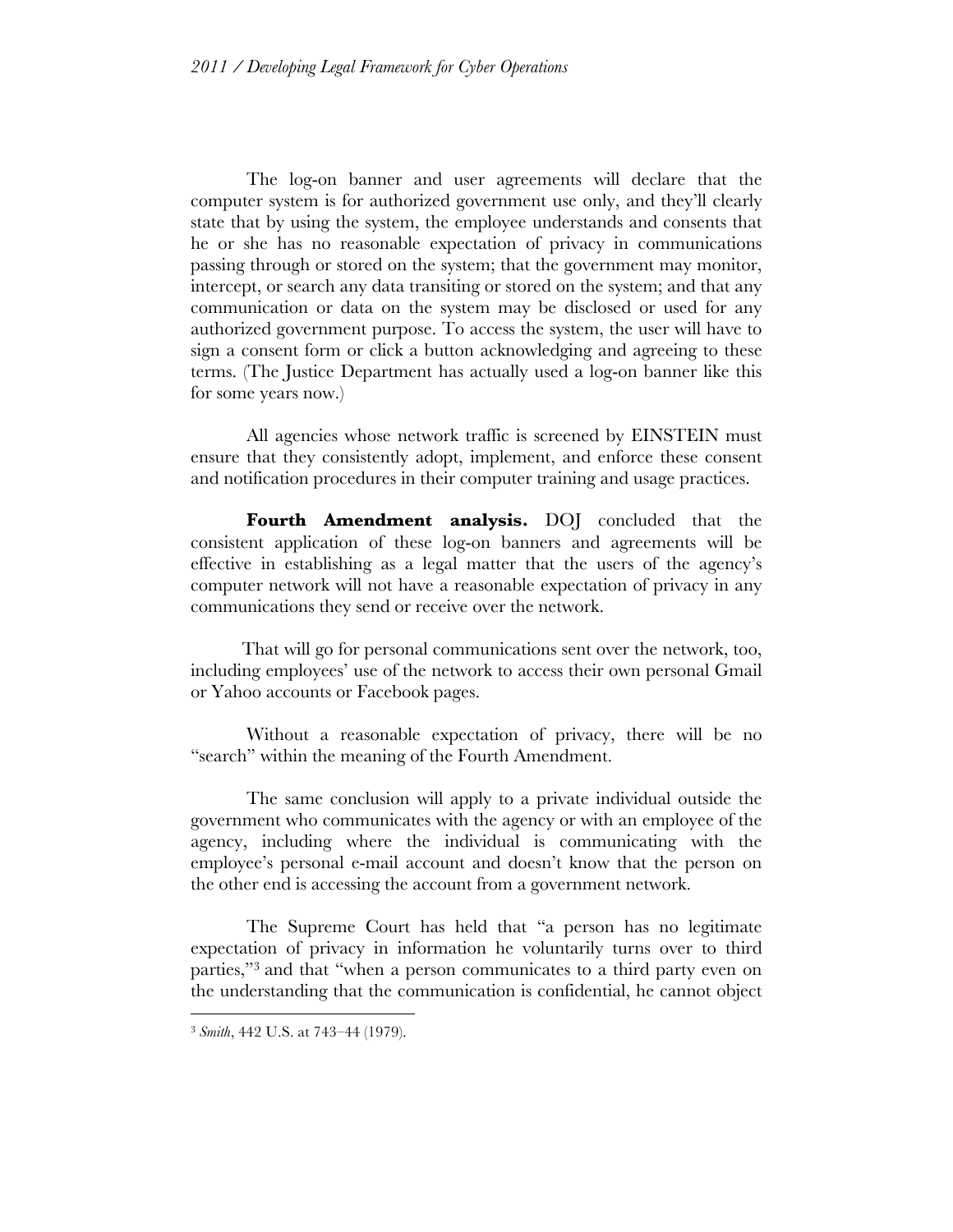The log-on banner and user agreements will declare that the computer system is for authorized government use only, and they'll clearly state that by using the system, the employee understands and consents that he or she has no reasonable expectation of privacy in communications passing through or stored on the system; that the government may monitor, intercept, or search any data transiting or stored on the system; and that any communication or data on the system may be disclosed or used for any authorized government purpose. To access the system, the user will have to sign a consent form or click a button acknowledging and agreeing to these terms. (The Justice Department has actually used a log-on banner like this for some years now.)

All agencies whose network traffic is screened by EINSTEIN must ensure that they consistently adopt, implement, and enforce these consent and notification procedures in their computer training and usage practices.

**Fourth Amendment analysis.** DOJ concluded that the consistent application of these log-on banners and agreements will be effective in establishing as a legal matter that the users of the agency's computer network will not have a reasonable expectation of privacy in any communications they send or receive over the network.

That will go for personal communications sent over the network, too, including employees' use of the network to access their own personal Gmail or Yahoo accounts or Facebook pages.

Without a reasonable expectation of privacy, there will be no "search" within the meaning of the Fourth Amendment.

The same conclusion will apply to a private individual outside the government who communicates with the agency or with an employee of the agency, including where the individual is communicating with the employee's personal e-mail account and doesn't know that the person on the other end is accessing the account from a government network.

The Supreme Court has held that "a person has no legitimate expectation of privacy in information he voluntarily turns over to third parties,"[3] and that "when a person communicates to a third party even on the understanding that the communication is confidential, he cannot object

[3] *Smith*, 442 U.S. at 743–44 (1979).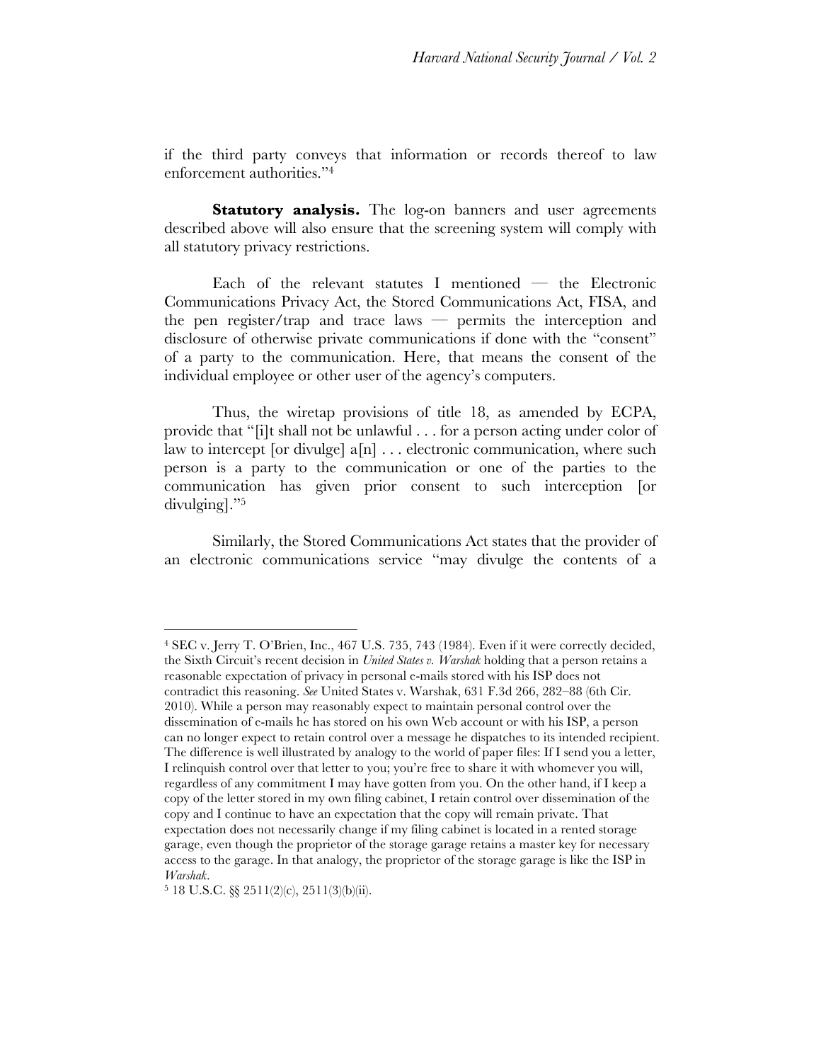if the third party conveys that information or records thereof to law enforcement authorities."[4]

**Statutory analysis.** The log-on banners and user agreements described above will also ensure that the screening system will comply with all statutory privacy restrictions.

Each of the relevant statutes I mentioned — the Electronic Communications Privacy Act, the Stored Communications Act, FISA, and the pen register/trap and trace laws — permits the interception and disclosure of otherwise private communications if done with the "consent" of a party to the communication. Here, that means the consent of the individual employee or other user of the agency's computers.

Thus, the wiretap provisions of title 18, as amended by ECPA, provide that "[i]t shall not be unlawful . . . for a person acting under color of law to intercept [or divulge] a[n] . . . electronic communication, where such person is a party to the communication or one of the parties to the communication has given prior consent to such interception [or divulging]."[5]

Similarly, the Stored Communications Act states that the provider of an electronic communications service "may divulge the contents of a

---

[4] SEC v. Jerry T. O'Brien, Inc., 467 U.S. 735, 743 (1984). Even if it were correctly decided, the Sixth Circuit's recent decision in *United States v. Warshak* holding that a person retains a reasonable expectation of privacy in personal e-mails stored with his ISP does not contradict this reasoning. *See* United States v. Warshak, 631 F.3d 266, 282–88 (6th Cir. 2010). While a person may reasonably expect to maintain personal control over the dissemination of e-mails he has stored on his own Web account or with his ISP, a person can no longer expect to retain control over a message he dispatches to its intended recipient. The difference is well illustrated by analogy to the world of paper files: If I send you a letter, I relinquish control over that letter to you; you're free to share it with whomever you will, regardless of any commitment I may have gotten from you. On the other hand, if I keep a copy of the letter stored in my own filing cabinet, I retain control over dissemination of the copy and I continue to have an expectation that the copy will remain private. That expectation does not necessarily change if my filing cabinet is located in a rented storage garage, even though the proprietor of the storage garage retains a master key for necessary access to the garage. In that analogy, the proprietor of the storage garage is like the ISP in *Warshak*.

[5] 18 U.S.C. §§ 2511(2)(c), 2511(3)(b)(ii).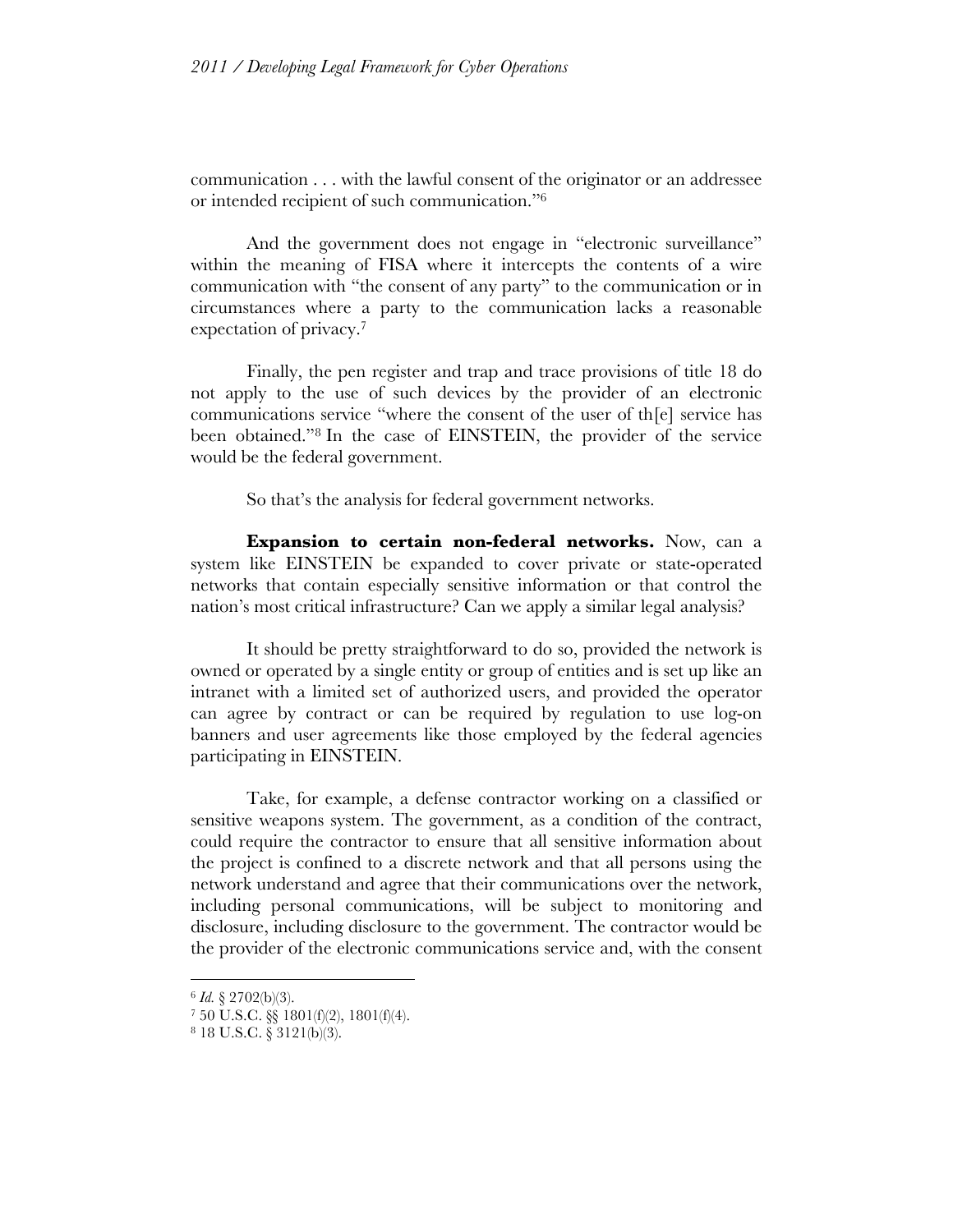communication . . . with the lawful consent of the originator or an addressee or intended recipient of such communication."[6]

And the government does not engage in "electronic surveillance" within the meaning of FISA where it intercepts the contents of a wire communication with "the consent of any party" to the communication or in circumstances where a party to the communication lacks a reasonable expectation of privacy.[7]

Finally, the pen register and trap and trace provisions of title 18 do not apply to the use of such devices by the provider of an electronic communications service "where the consent of the user of th[e] service has been obtained."[8] In the case of EINSTEIN, the provider of the service would be the federal government.

So that's the analysis for federal government networks.

**Expansion to certain non-federal networks.** Now, can a system like EINSTEIN be expanded to cover private or state-operated networks that contain especially sensitive information or that control the nation's most critical infrastructure? Can we apply a similar legal analysis?

It should be pretty straightforward to do so, provided the network is owned or operated by a single entity or group of entities and is set up like an intranet with a limited set of authorized users, and provided the operator can agree by contract or can be required by regulation to use log-on banners and user agreements like those employed by the federal agencies participating in EINSTEIN.

Take, for example, a defense contractor working on a classified or sensitive weapons system. The government, as a condition of the contract, could require the contractor to ensure that all sensitive information about the project is confined to a discrete network and that all persons using the network understand and agree that their communications over the network, including personal communications, will be subject to monitoring and disclosure, including disclosure to the government. The contractor would be the provider of the electronic communications service and, with the consent

---

[6] *Id.* § 2702(b)(3).

[7] 50 U.S.C. §§ 1801(f)(2), 1801(f)(4).

[8] 18 U.S.C. § 3121(b)(3).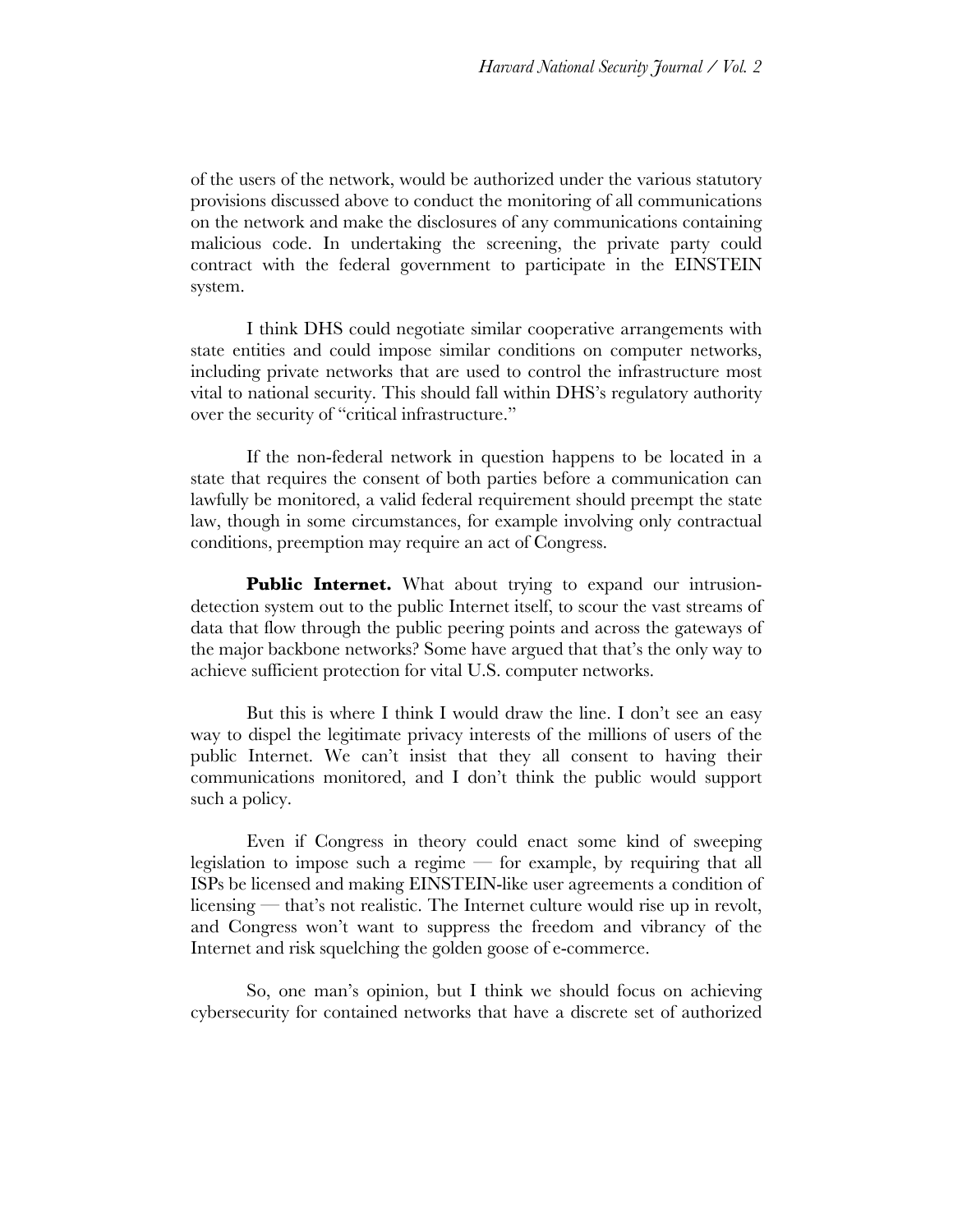of the users of the network, would be authorized under the various statutory provisions discussed above to conduct the monitoring of all communications on the network and make the disclosures of any communications containing malicious code. In undertaking the screening, the private party could contract with the federal government to participate in the EINSTEIN system.

I think DHS could negotiate similar cooperative arrangements with state entities and could impose similar conditions on computer networks, including private networks that are used to control the infrastructure most vital to national security. This should fall within DHS's regulatory authority over the security of "critical infrastructure."

If the non-federal network in question happens to be located in a state that requires the consent of both parties before a communication can lawfully be monitored, a valid federal requirement should preempt the state law, though in some circumstances, for example involving only contractual conditions, preemption may require an act of Congress.

**Public Internet.** What about trying to expand our intrusion-detection system out to the public Internet itself, to scour the vast streams of data that flow through the public peering points and across the gateways of the major backbone networks? Some have argued that that's the only way to achieve sufficient protection for vital U.S. computer networks.

But this is where I think I would draw the line. I don't see an easy way to dispel the legitimate privacy interests of the millions of users of the public Internet. We can't insist that they all consent to having their communications monitored, and I don't think the public would support such a policy.

Even if Congress in theory could enact some kind of sweeping legislation to impose such a regime — for example, by requiring that all ISPs be licensed and making EINSTEIN-like user agreements a condition of licensing — that's not realistic. The Internet culture would rise up in revolt, and Congress won't want to suppress the freedom and vibrancy of the Internet and risk squelching the golden goose of e-commerce.

So, one man's opinion, but I think we should focus on achieving cybersecurity for contained networks that have a discrete set of authorized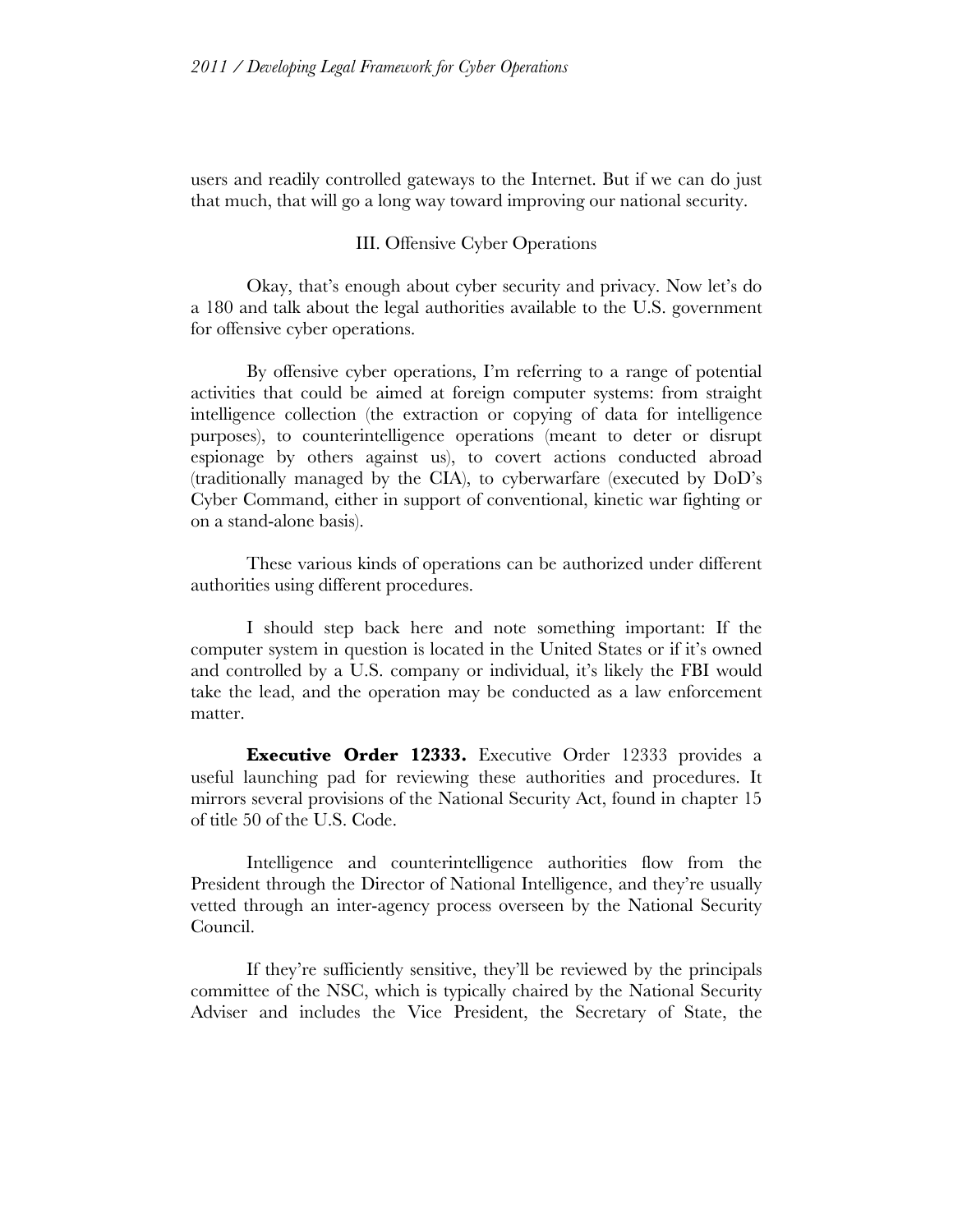users and readily controlled gateways to the Internet. But if we can do just that much, that will go a long way toward improving our national security.

## III. Offensive Cyber Operations

Okay, that's enough about cyber security and privacy. Now let's do a 180 and talk about the legal authorities available to the U.S. government for offensive cyber operations.

By offensive cyber operations, I'm referring to a range of potential activities that could be aimed at foreign computer systems: from straight intelligence collection (the extraction or copying of data for intelligence purposes), to counterintelligence operations (meant to deter or disrupt espionage by others against us), to covert actions conducted abroad (traditionally managed by the CIA), to cyberwarfare (executed by DoD's Cyber Command, either in support of conventional, kinetic war fighting or on a stand-alone basis).

These various kinds of operations can be authorized under different authorities using different procedures.

I should step back here and note something important: If the computer system in question is located in the United States or if it's owned and controlled by a U.S. company or individual, it's likely the FBI would take the lead, and the operation may be conducted as a law enforcement matter.

**Executive Order 12333.** Executive Order 12333 provides a useful launching pad for reviewing these authorities and procedures. It mirrors several provisions of the National Security Act, found in chapter 15 of title 50 of the U.S. Code.

Intelligence and counterintelligence authorities flow from the President through the Director of National Intelligence, and they're usually vetted through an inter-agency process overseen by the National Security Council.

If they're sufficiently sensitive, they'll be reviewed by the principals committee of the NSC, which is typically chaired by the National Security Adviser and includes the Vice President, the Secretary of State, the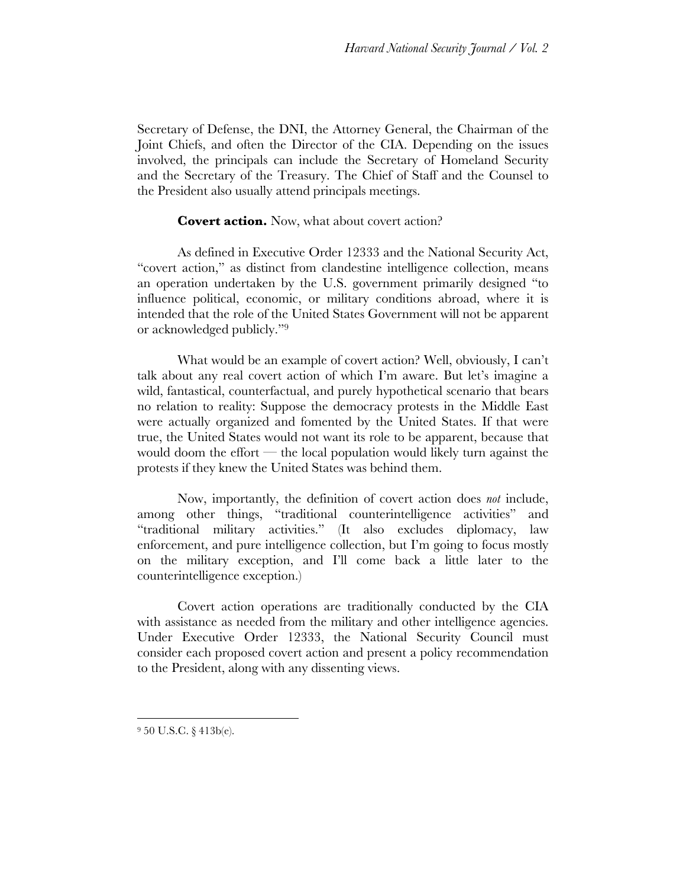Secretary of Defense, the DNI, the Attorney General, the Chairman of the Joint Chiefs, and often the Director of the CIA. Depending on the issues involved, the principals can include the Secretary of Homeland Security and the Secretary of the Treasury. The Chief of Staff and the Counsel to the President also usually attend principals meetings.

**Covert action.** Now, what about covert action?

As defined in Executive Order 12333 and the National Security Act, "covert action," as distinct from clandestine intelligence collection, means an operation undertaken by the U.S. government primarily designed "to influence political, economic, or military conditions abroad, where it is intended that the role of the United States Government will not be apparent or acknowledged publicly."[9]

What would be an example of covert action? Well, obviously, I can't talk about any real covert action of which I'm aware. But let's imagine a wild, fantastical, counterfactual, and purely hypothetical scenario that bears no relation to reality: Suppose the democracy protests in the Middle East were actually organized and fomented by the United States. If that were true, the United States would not want its role to be apparent, because that would doom the effort — the local population would likely turn against the protests if they knew the United States was behind them.

Now, importantly, the definition of covert action does *not* include, among other things, "traditional counterintelligence activities" and "traditional military activities." (It also excludes diplomacy, law enforcement, and pure intelligence collection, but I'm going to focus mostly on the military exception, and I'll come back a little later to the counterintelligence exception.)

Covert action operations are traditionally conducted by the CIA with assistance as needed from the military and other intelligence agencies. Under Executive Order 12333, the National Security Council must consider each proposed covert action and present a policy recommendation to the President, along with any dissenting views.

---

[9] 50 U.S.C. § 413b(e).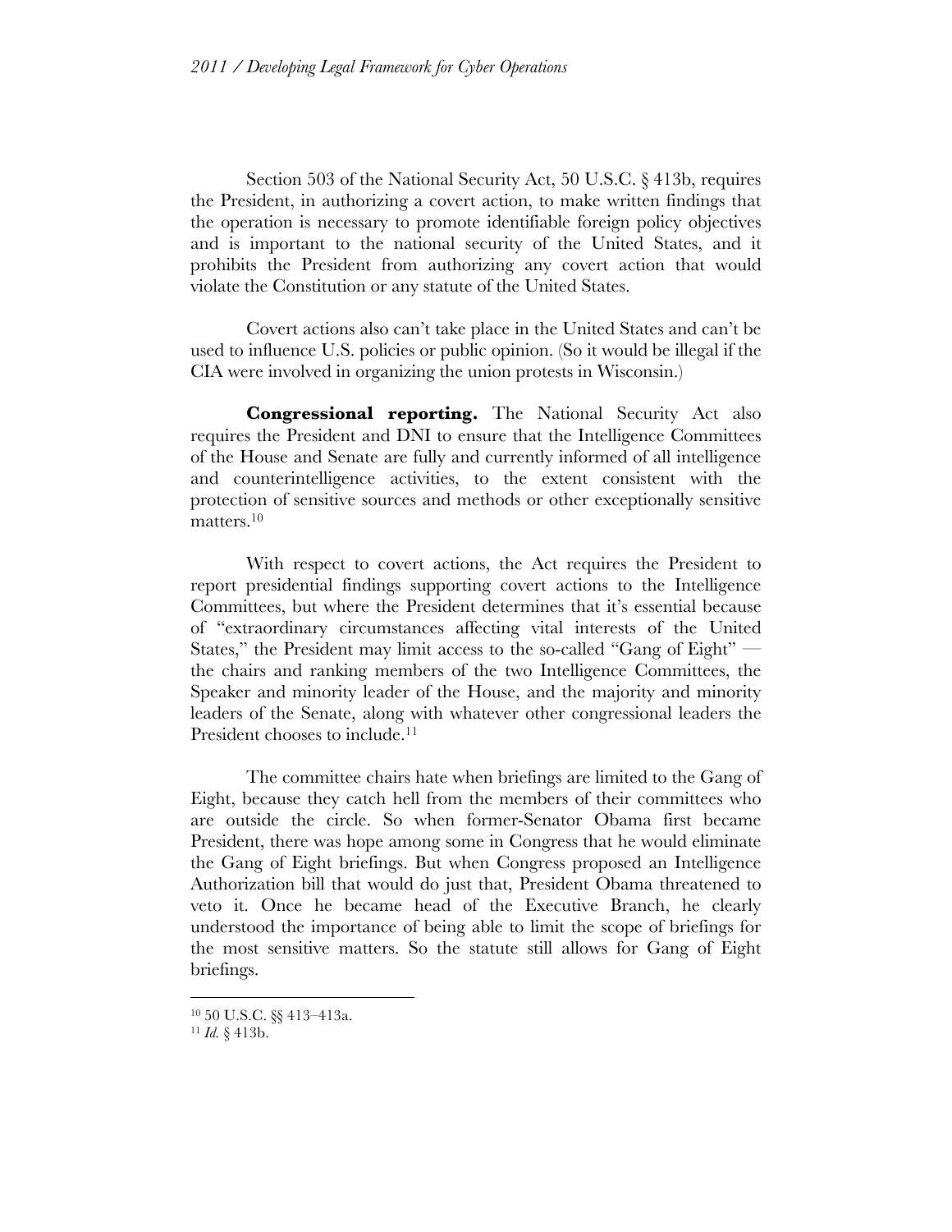Section 503 of the National Security Act, 50 U.S.C. § 413b, requires the President, in authorizing a covert action, to make written findings that the operation is necessary to promote identifiable foreign policy objectives and is important to the national security of the United States, and it prohibits the President from authorizing any covert action that would violate the Constitution or any statute of the United States.

Covert actions also can't take place in the United States and can't be used to influence U.S. policies or public opinion. (So it would be illegal if the CIA were involved in organizing the union protests in Wisconsin.)

**Congressional reporting.** The National Security Act also requires the President and DNI to ensure that the Intelligence Committees of the House and Senate are fully and currently informed of all intelligence and counterintelligence activities, to the extent consistent with the protection of sensitive sources and methods or other exceptionally sensitive matters.[10]

With respect to covert actions, the Act requires the President to report presidential findings supporting covert actions to the Intelligence Committees, but where the President determines that it's essential because of "extraordinary circumstances affecting vital interests of the United States," the President may limit access to the so-called "Gang of Eight" — the chairs and ranking members of the two Intelligence Committees, the Speaker and minority leader of the House, and the majority and minority leaders of the Senate, along with whatever other congressional leaders the President chooses to include.[11]

The committee chairs hate when briefings are limited to the Gang of Eight, because they catch hell from the members of their committees who are outside the circle. So when former-Senator Obama first became President, there was hope among some in Congress that he would eliminate the Gang of Eight briefings. But when Congress proposed an Intelligence Authorization bill that would do just that, President Obama threatened to veto it. Once he became head of the Executive Branch, he clearly understood the importance of being able to limit the scope of briefings for the most sensitive matters. So the statute still allows for Gang of Eight briefings.

---

[10] 50 U.S.C. §§ 413–413a.

[11] *Id.* § 413b.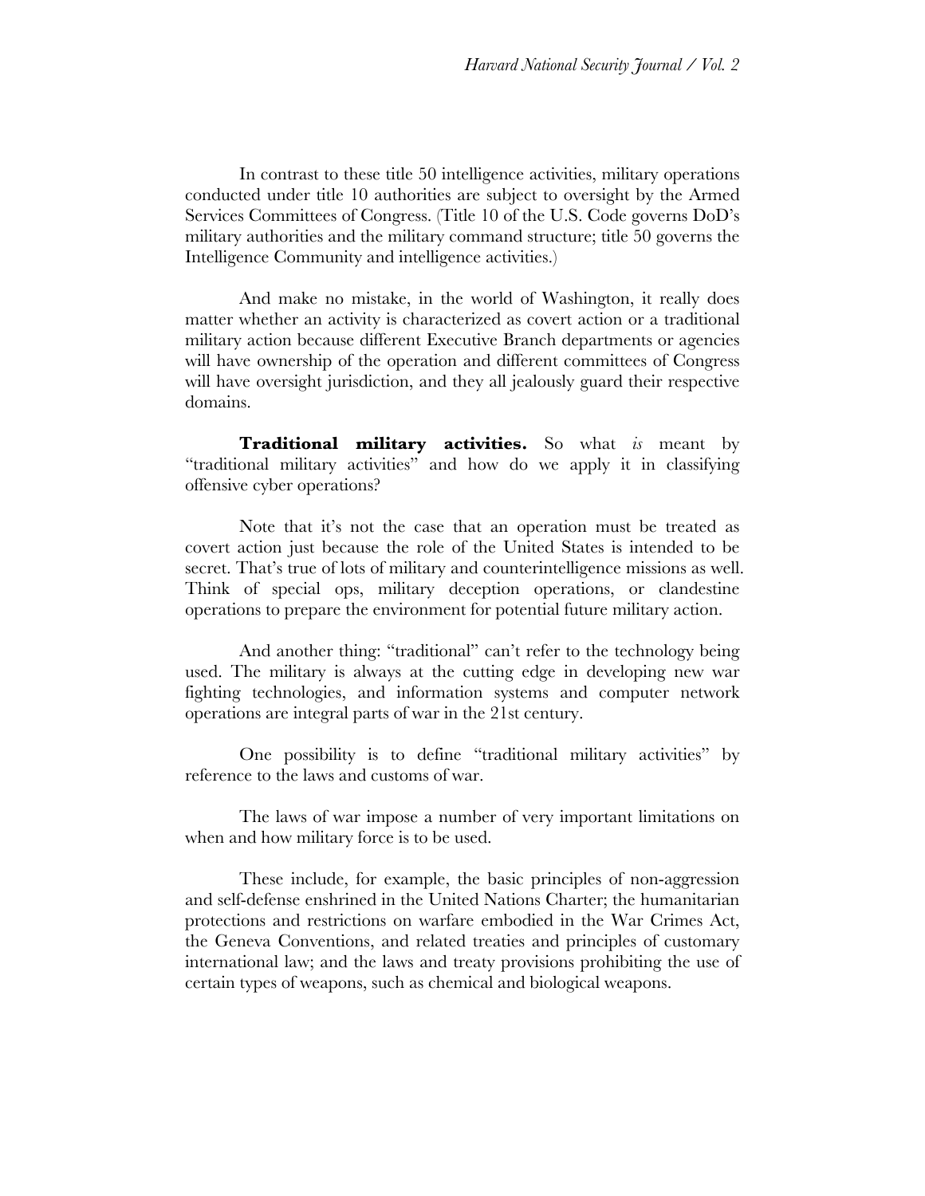In contrast to these title 50 intelligence activities, military operations conducted under title 10 authorities are subject to oversight by the Armed Services Committees of Congress. (Title 10 of the U.S. Code governs DoD's military authorities and the military command structure; title 50 governs the Intelligence Community and intelligence activities.)

And make no mistake, in the world of Washington, it really does matter whether an activity is characterized as covert action or a traditional military action because different Executive Branch departments or agencies will have ownership of the operation and different committees of Congress will have oversight jurisdiction, and they all jealously guard their respective domains.

**Traditional military activities.** So what *is* meant by "traditional military activities" and how do we apply it in classifying offensive cyber operations?

Note that it's not the case that an operation must be treated as covert action just because the role of the United States is intended to be secret. That's true of lots of military and counterintelligence missions as well. Think of special ops, military deception operations, or clandestine operations to prepare the environment for potential future military action.

And another thing: "traditional" can't refer to the technology being used. The military is always at the cutting edge in developing new war fighting technologies, and information systems and computer network operations are integral parts of war in the 21st century.

One possibility is to define "traditional military activities" by reference to the laws and customs of war.

The laws of war impose a number of very important limitations on when and how military force is to be used.

These include, for example, the basic principles of non-aggression and self-defense enshrined in the United Nations Charter; the humanitarian protections and restrictions on warfare embodied in the War Crimes Act, the Geneva Conventions, and related treaties and principles of customary international law; and the laws and treaty provisions prohibiting the use of certain types of weapons, such as chemical and biological weapons.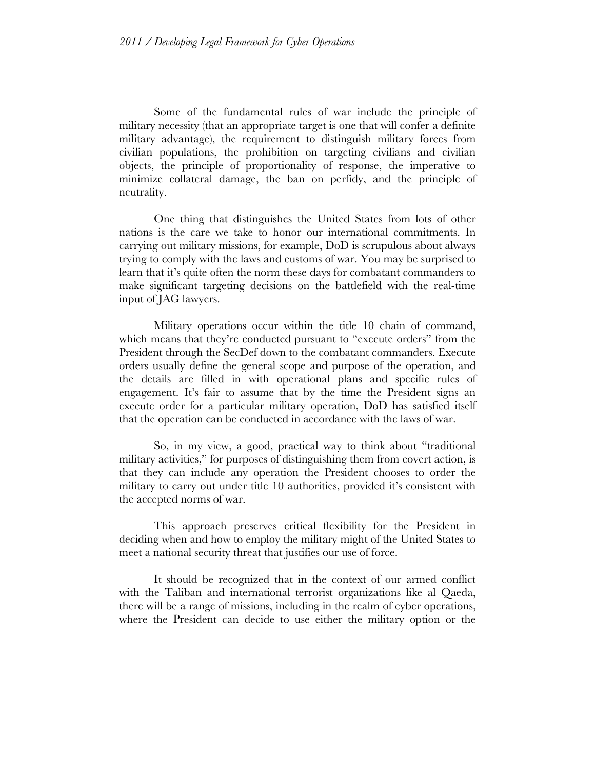Some of the fundamental rules of war include the principle of military necessity (that an appropriate target is one that will confer a definite military advantage), the requirement to distinguish military forces from civilian populations, the prohibition on targeting civilians and civilian objects, the principle of proportionality of response, the imperative to minimize collateral damage, the ban on perfidy, and the principle of neutrality.

One thing that distinguishes the United States from lots of other nations is the care we take to honor our international commitments. In carrying out military missions, for example, DoD is scrupulous about always trying to comply with the laws and customs of war. You may be surprised to learn that it's quite often the norm these days for combatant commanders to make significant targeting decisions on the battlefield with the real-time input of JAG lawyers.

Military operations occur within the title 10 chain of command, which means that they're conducted pursuant to "execute orders" from the President through the SecDef down to the combatant commanders. Execute orders usually define the general scope and purpose of the operation, and the details are filled in with operational plans and specific rules of engagement. It's fair to assume that by the time the President signs an execute order for a particular military operation, DoD has satisfied itself that the operation can be conducted in accordance with the laws of war.

So, in my view, a good, practical way to think about "traditional military activities," for purposes of distinguishing them from covert action, is that they can include any operation the President chooses to order the military to carry out under title 10 authorities, provided it's consistent with the accepted norms of war.

This approach preserves critical flexibility for the President in deciding when and how to employ the military might of the United States to meet a national security threat that justifies our use of force.

It should be recognized that in the context of our armed conflict with the Taliban and international terrorist organizations like al Qaeda, there will be a range of missions, including in the realm of cyber operations, where the President can decide to use either the military option or the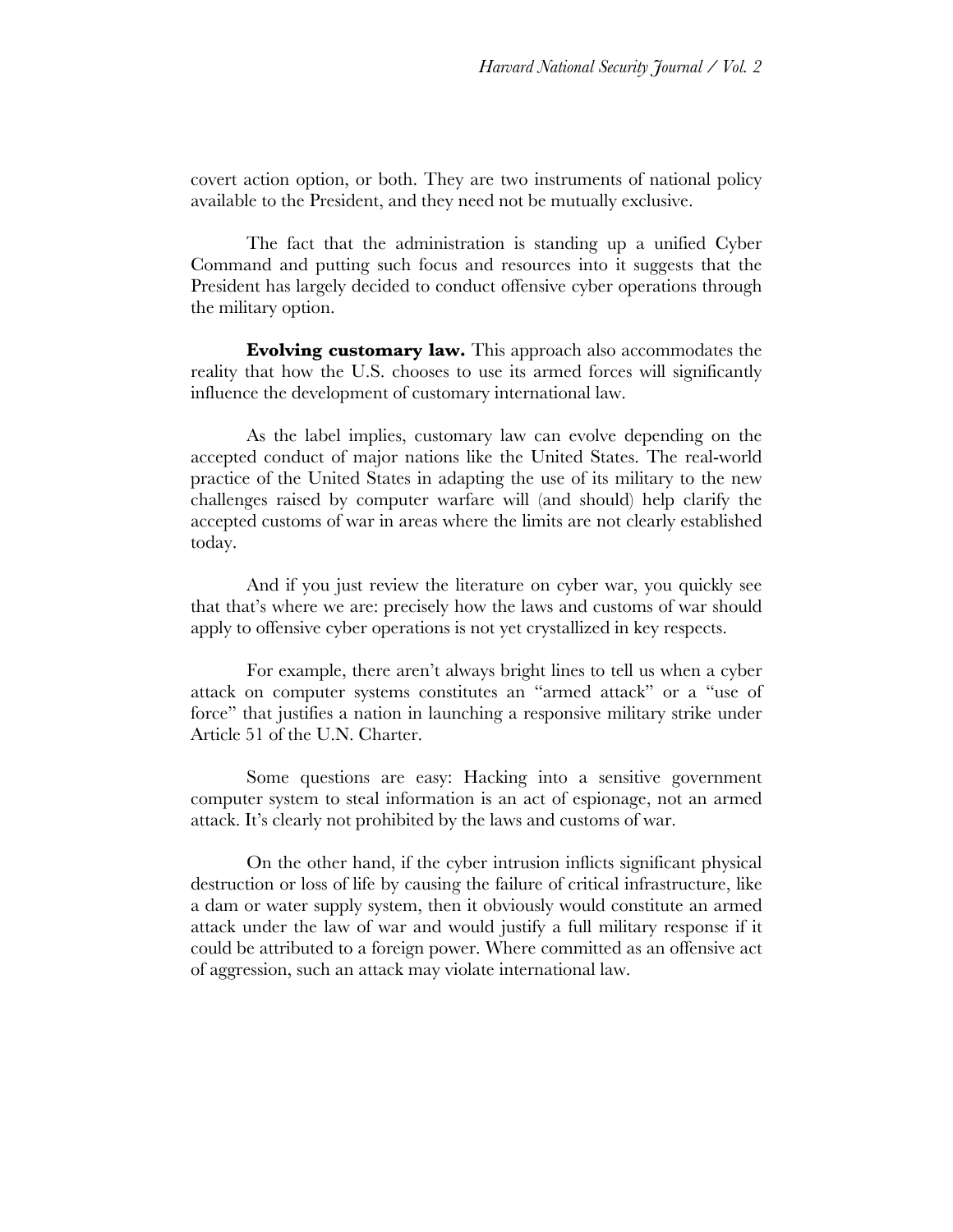covert action option, or both. They are two instruments of national policy available to the President, and they need not be mutually exclusive.

The fact that the administration is standing up a unified Cyber Command and putting such focus and resources into it suggests that the President has largely decided to conduct offensive cyber operations through the military option.

**Evolving customary law.** This approach also accommodates the reality that how the U.S. chooses to use its armed forces will significantly influence the development of customary international law.

As the label implies, customary law can evolve depending on the accepted conduct of major nations like the United States. The real-world practice of the United States in adapting the use of its military to the new challenges raised by computer warfare will (and should) help clarify the accepted customs of war in areas where the limits are not clearly established today.

And if you just review the literature on cyber war, you quickly see that that's where we are: precisely how the laws and customs of war should apply to offensive cyber operations is not yet crystallized in key respects.

For example, there aren't always bright lines to tell us when a cyber attack on computer systems constitutes an "armed attack" or a "use of force" that justifies a nation in launching a responsive military strike under Article 51 of the U.N. Charter.

Some questions are easy: Hacking into a sensitive government computer system to steal information is an act of espionage, not an armed attack. It's clearly not prohibited by the laws and customs of war.

On the other hand, if the cyber intrusion inflicts significant physical destruction or loss of life by causing the failure of critical infrastructure, like a dam or water supply system, then it obviously would constitute an armed attack under the law of war and would justify a full military response if it could be attributed to a foreign power. Where committed as an offensive act of aggression, such an attack may violate international law.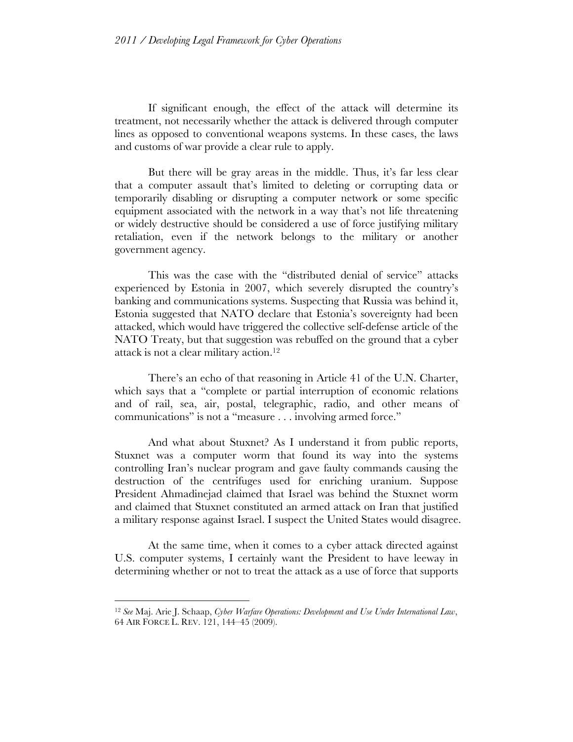If significant enough, the effect of the attack will determine its treatment, not necessarily whether the attack is delivered through computer lines as opposed to conventional weapons systems. In these cases, the laws and customs of war provide a clear rule to apply.

But there will be gray areas in the middle. Thus, it's far less clear that a computer assault that's limited to deleting or corrupting data or temporarily disabling or disrupting a computer network or some specific equipment associated with the network in a way that's not life threatening or widely destructive should be considered a use of force justifying military retaliation, even if the network belongs to the military or another government agency.

This was the case with the "distributed denial of service" attacks experienced by Estonia in 2007, which severely disrupted the country's banking and communications systems. Suspecting that Russia was behind it, Estonia suggested that NATO declare that Estonia's sovereignty had been attacked, which would have triggered the collective self-defense article of the NATO Treaty, but that suggestion was rebuffed on the ground that a cyber attack is not a clear military action.[12]

There's an echo of that reasoning in Article 41 of the U.N. Charter, which says that a "complete or partial interruption of economic relations and of rail, sea, air, postal, telegraphic, radio, and other means of communications" is not a "measure . . . involving armed force."

And what about Stuxnet? As I understand it from public reports, Stuxnet was a computer worm that found its way into the systems controlling Iran's nuclear program and gave faulty commands causing the destruction of the centrifuges used for enriching uranium. Suppose President Ahmadinejad claimed that Israel was behind the Stuxnet worm and claimed that Stuxnet constituted an armed attack on Iran that justified a military response against Israel. I suspect the United States would disagree.

At the same time, when it comes to a cyber attack directed against U.S. computer systems, I certainly want the President to have leeway in determining whether or not to treat the attack as a use of force that supports

---

[12] *See* Maj. Arie J. Schaap, *Cyber Warfare Operations: Development and Use Under International Law*, 64 AIR FORCE L. REV. 121, 144–45 (2009).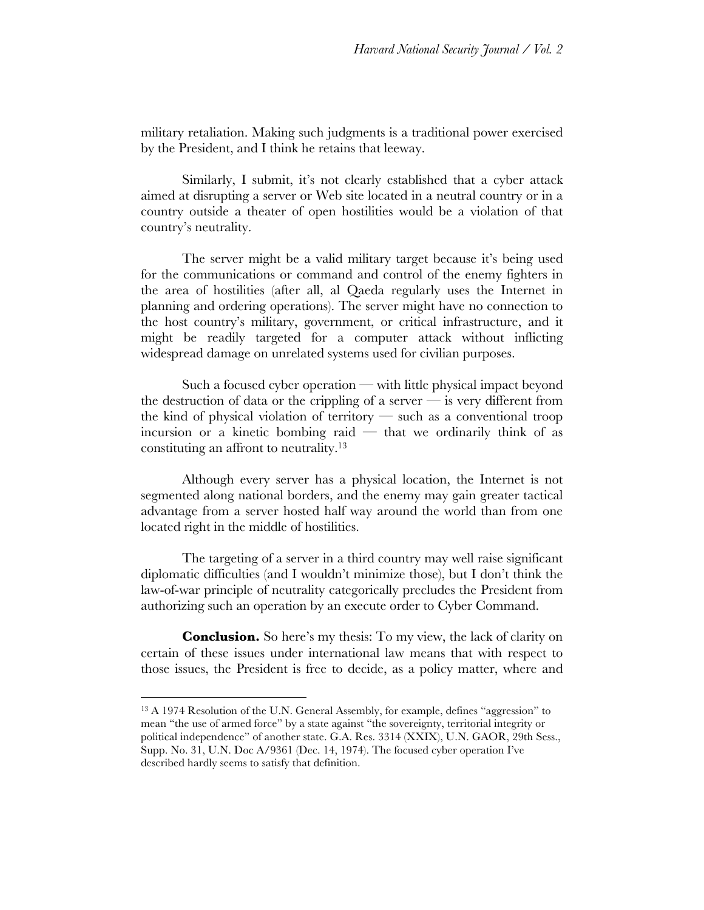military retaliation. Making such judgments is a traditional power exercised by the President, and I think he retains that leeway.

Similarly, I submit, it's not clearly established that a cyber attack aimed at disrupting a server or Web site located in a neutral country or in a country outside a theater of open hostilities would be a violation of that country's neutrality.

The server might be a valid military target because it's being used for the communications or command and control of the enemy fighters in the area of hostilities (after all, al Qaeda regularly uses the Internet in planning and ordering operations). The server might have no connection to the host country's military, government, or critical infrastructure, and it might be readily targeted for a computer attack without inflicting widespread damage on unrelated systems used for civilian purposes.

Such a focused cyber operation — with little physical impact beyond the destruction of data or the crippling of a server — is very different from the kind of physical violation of territory — such as a conventional troop incursion or a kinetic bombing raid — that we ordinarily think of as constituting an affront to neutrality.[13]

Although every server has a physical location, the Internet is not segmented along national borders, and the enemy may gain greater tactical advantage from a server hosted half way around the world than from one located right in the middle of hostilities.

The targeting of a server in a third country may well raise significant diplomatic difficulties (and I wouldn't minimize those), but I don't think the law-of-war principle of neutrality categorically precludes the President from authorizing such an operation by an execute order to Cyber Command.

**Conclusion.** So here's my thesis: To my view, the lack of clarity on certain of these issues under international law means that with respect to those issues, the President is free to decide, as a policy matter, where and

---

[13] A 1974 Resolution of the U.N. General Assembly, for example, defines "aggression" to mean "the use of armed force" by a state against "the sovereignty, territorial integrity or political independence" of another state. G.A. Res. 3314 (XXIX), U.N. GAOR, 29th Sess., Supp. No. 31, U.N. Doc A/9361 (Dec. 14, 1974). The focused cyber operation I've described hardly seems to satisfy that definition.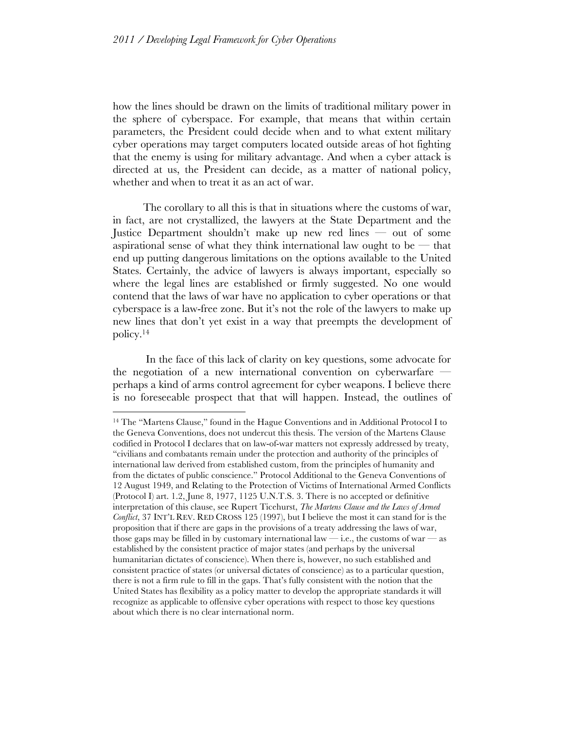how the lines should be drawn on the limits of traditional military power in the sphere of cyberspace. For example, that means that within certain parameters, the President could decide when and to what extent military cyber operations may target computers located outside areas of hot fighting that the enemy is using for military advantage. And when a cyber attack is directed at us, the President can decide, as a matter of national policy, whether and when to treat it as an act of war.

The corollary to all this is that in situations where the customs of war, in fact, are not crystallized, the lawyers at the State Department and the Justice Department shouldn't make up new red lines — out of some aspirational sense of what they think international law ought to be — that end up putting dangerous limitations on the options available to the United States. Certainly, the advice of lawyers is always important, especially so where the legal lines are established or firmly suggested. No one would contend that the laws of war have no application to cyber operations or that cyberspace is a law-free zone. But it's not the role of the lawyers to make up new lines that don't yet exist in a way that preempts the development of policy.[14]

In the face of this lack of clarity on key questions, some advocate for the negotiation of a new international convention on cyberwarfare — perhaps a kind of arms control agreement for cyber weapons. I believe there is no foreseeable prospect that that will happen. Instead, the outlines of

---

[14] The "Martens Clause," found in the Hague Conventions and in Additional Protocol I to the Geneva Conventions, does not undercut this thesis. The version of the Martens Clause codified in Protocol I declares that on law-of-war matters not expressly addressed by treaty, "civilians and combatants remain under the protection and authority of the principles of international law derived from established custom, from the principles of humanity and from the dictates of public conscience." Protocol Additional to the Geneva Conventions of 12 August 1949, and Relating to the Protection of Victims of International Armed Conflicts (Protocol I) art. 1.2, June 8, 1977, 1125 U.N.T.S. 3. There is no accepted or definitive interpretation of this clause, see Rupert Ticehurst, *The Martens Clause and the Laws of Armed Conflict*, 37 INT'L REV. RED CROSS 125 (1997), but I believe the most it can stand for is the proposition that if there are gaps in the provisions of a treaty addressing the laws of war, those gaps may be filled in by customary international law — i.e., the customs of war — as established by the consistent practice of major states (and perhaps by the universal humanitarian dictates of conscience). When there is, however, no such established and consistent practice of states (or universal dictates of conscience) as to a particular question, there is not a firm rule to fill in the gaps. That's fully consistent with the notion that the United States has flexibility as a policy matter to develop the appropriate standards it will recognize as applicable to offensive cyber operations with respect to those key questions about which there is no clear international norm.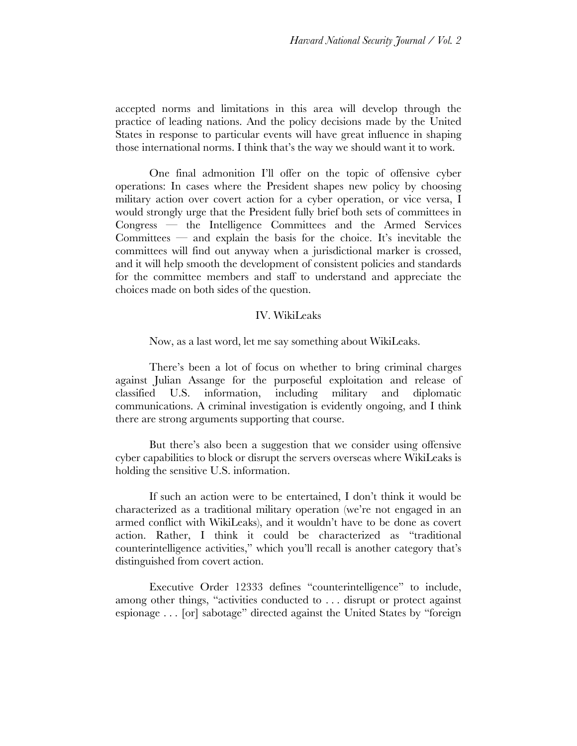accepted norms and limitations in this area will develop through the practice of leading nations. And the policy decisions made by the United States in response to particular events will have great influence in shaping those international norms. I think that's the way we should want it to work.

One final admonition I'll offer on the topic of offensive cyber operations: In cases where the President shapes new policy by choosing military action over covert action for a cyber operation, or vice versa, I would strongly urge that the President fully brief both sets of committees in Congress — the Intelligence Committees and the Armed Services Committees — and explain the basis for the choice. It's inevitable the committees will find out anyway when a jurisdictional marker is crossed, and it will help smooth the development of consistent policies and standards for the committee members and staff to understand and appreciate the choices made on both sides of the question.

## IV. WikiLeaks

Now, as a last word, let me say something about WikiLeaks.

There's been a lot of focus on whether to bring criminal charges against Julian Assange for the purposeful exploitation and release of classified U.S. information, including military and diplomatic communications. A criminal investigation is evidently ongoing, and I think there are strong arguments supporting that course.

But there's also been a suggestion that we consider using offensive cyber capabilities to block or disrupt the servers overseas where WikiLeaks is holding the sensitive U.S. information.

If such an action were to be entertained, I don't think it would be characterized as a traditional military operation (we're not engaged in an armed conflict with WikiLeaks), and it wouldn't have to be done as covert action. Rather, I think it could be characterized as "traditional counterintelligence activities," which you'll recall is another category that's distinguished from covert action.

Executive Order 12333 defines "counterintelligence" to include, among other things, "activities conducted to . . . disrupt or protect against espionage . . . [or] sabotage" directed against the United States by "foreign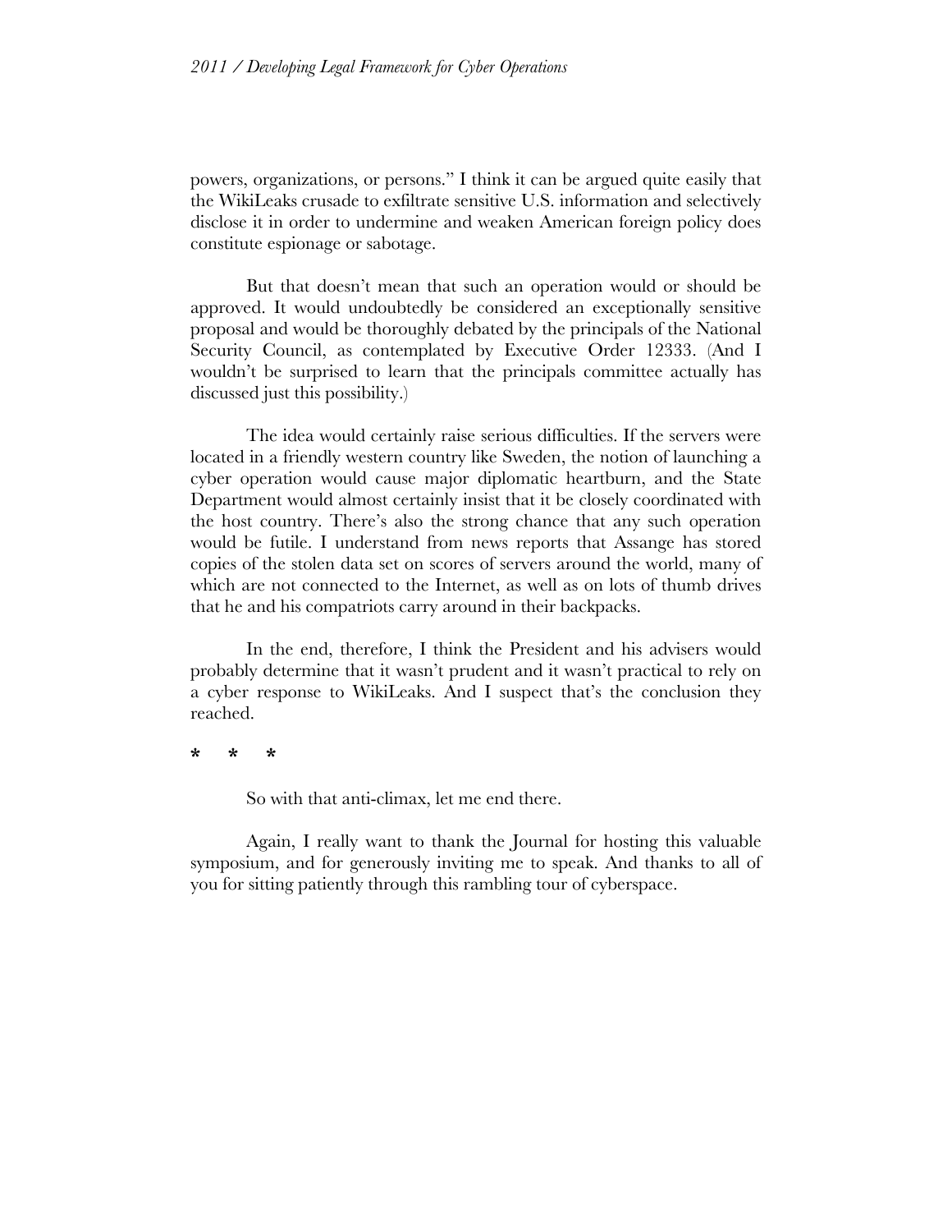powers, organizations, or persons." I think it can be argued quite easily that the WikiLeaks crusade to exfiltrate sensitive U.S. information and selectively disclose it in order to undermine and weaken American foreign policy does constitute espionage or sabotage.

But that doesn't mean that such an operation would or should be approved. It would undoubtedly be considered an exceptionally sensitive proposal and would be thoroughly debated by the principals of the National Security Council, as contemplated by Executive Order 12333. (And I wouldn't be surprised to learn that the principals committee actually has discussed just this possibility.)

The idea would certainly raise serious difficulties. If the servers were located in a friendly western country like Sweden, the notion of launching a cyber operation would cause major diplomatic heartburn, and the State Department would almost certainly insist that it be closely coordinated with the host country. There's also the strong chance that any such operation would be futile. I understand from news reports that Assange has stored copies of the stolen data set on scores of servers around the world, many of which are not connected to the Internet, as well as on lots of thumb drives that he and his compatriots carry around in their backpacks.

In the end, therefore, I think the President and his advisers would probably determine that it wasn't prudent and it wasn't practical to rely on a cyber response to WikiLeaks. And I suspect that's the conclusion they reached.

\* \* \*

So with that anti-climax, let me end there.

Again, I really want to thank the Journal for hosting this valuable symposium, and for generously inviting me to speak. And thanks to all of you for sitting patiently through this rambling tour of cyberspace.